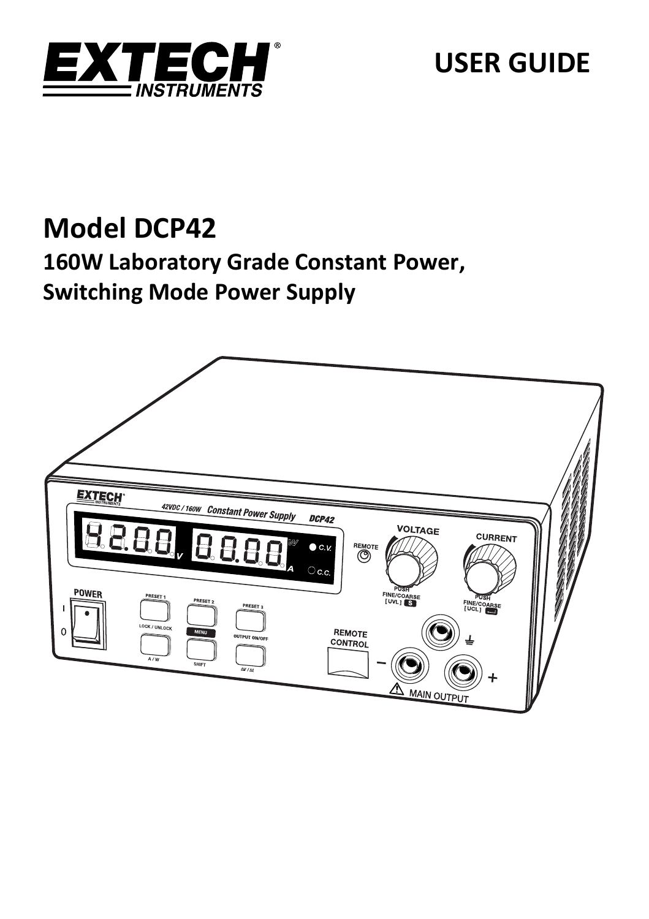# EXTECH INSTRUMENTS

# USER GUIDE

## Model DCP42

### 160W Laboratory Grade Constant Power, Switching Mode Power Supply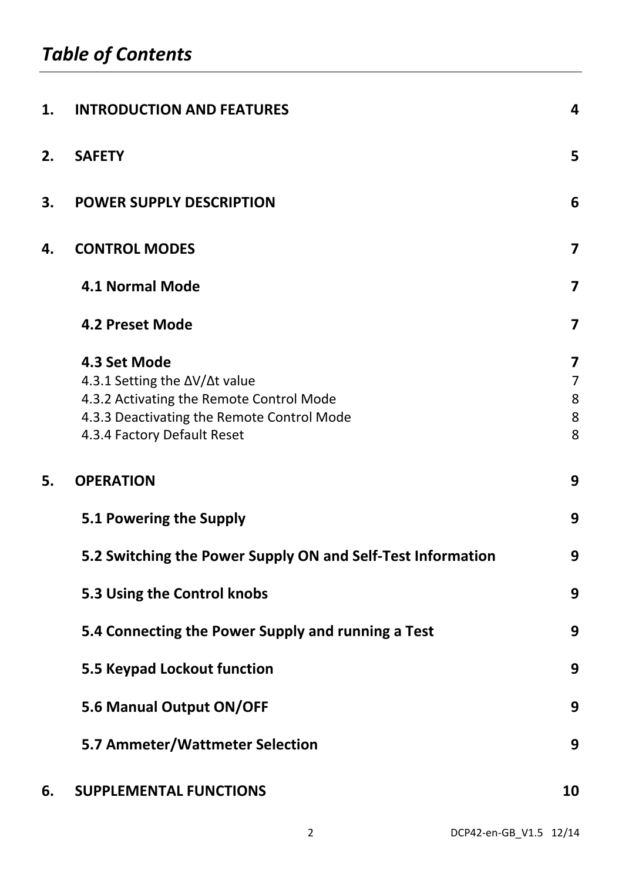# *Table of Contents*

| | | |
|---|---|---|
| **1.** | **INTRODUCTION AND FEATURES** | **4** |
| **2.** | **SAFETY** | **5** |
| **3.** | **POWER SUPPLY DESCRIPTION** | **6** |
| **4.** | **CONTROL MODES** | **7** |
| | **4.1 Normal Mode** | **7** |
| | **4.2 Preset Mode** | **7** |
| | **4.3 Set Mode** | **7** |
| | 4.3.1 Setting the ΔV/Δt value | 7 |
| | 4.3.2 Activating the Remote Control Mode | 8 |
| | 4.3.3 Deactivating the Remote Control Mode | 8 |
| | 4.3.4 Factory Default Reset | 8 |
| **5.** | **OPERATION** | **9** |
| | **5.1 Powering the Supply** | **9** |
| | **5.2 Switching the Power Supply ON and Self-Test Information** | **9** |
| | **5.3 Using the Control knobs** | **9** |
| | **5.4 Connecting the Power Supply and running a Test** | **9** |
| | **5.5 Keypad Lockout function** | **9** |
| | **5.6 Manual Output ON/OFF** | **9** |
| | **5.7 Ammeter/Wattmeter Selection** | **9** |
| **6.** | **SUPPLEMENTAL FUNCTIONS** | **10** |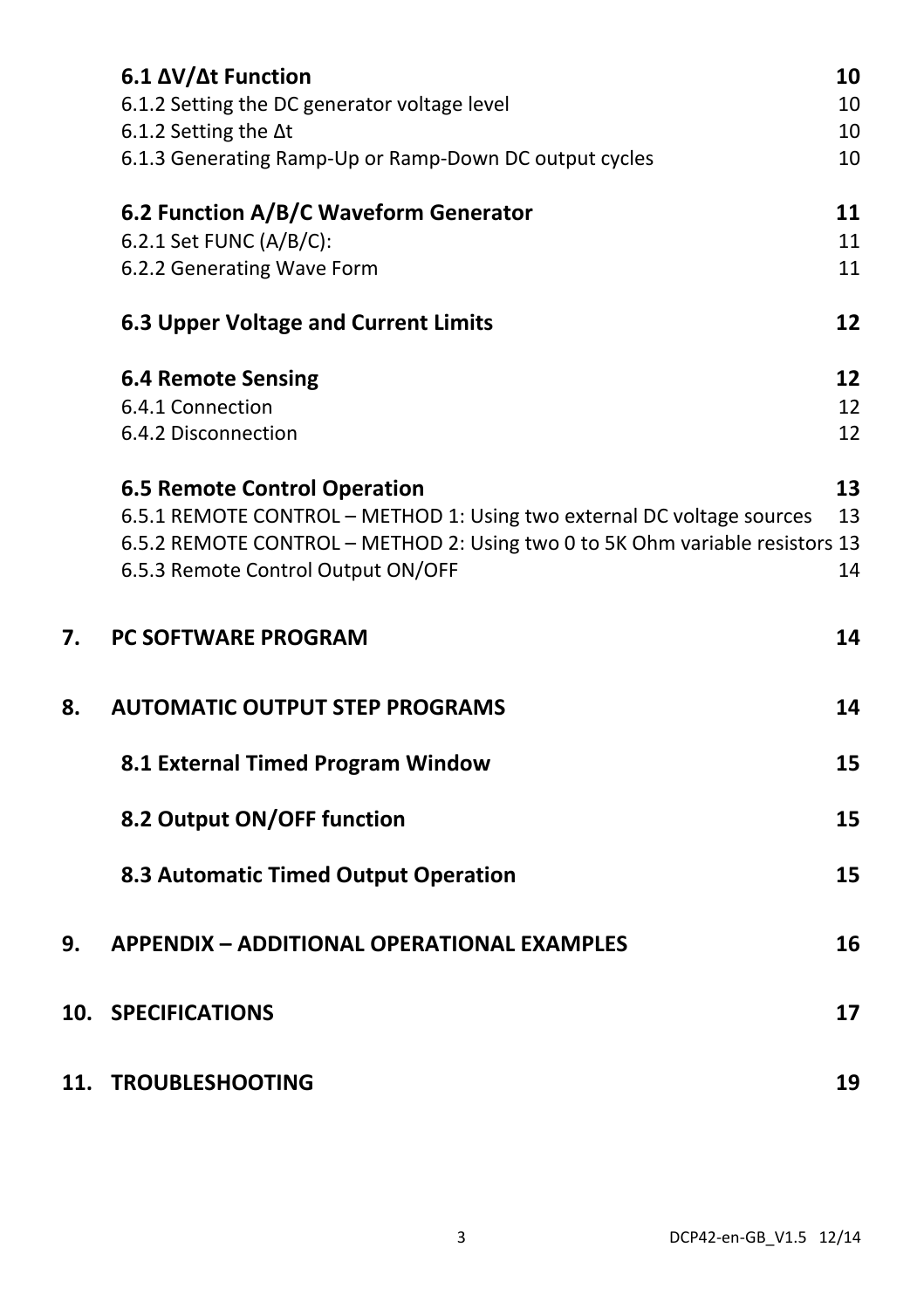| | | |
|---|---|---|
| | **6.1 ΔV/Δt Function** | **10** |
| | 6.1.2 Setting the DC generator voltage level | 10 |
| | 6.1.2 Setting the Δt | 10 |
| | 6.1.3 Generating Ramp-Up or Ramp-Down DC output cycles | 10 |
| | **6.2 Function A/B/C Waveform Generator** | **11** |
| | 6.2.1 Set FUNC (A/B/C): | 11 |
| | 6.2.2 Generating Wave Form | 11 |
| | **6.3 Upper Voltage and Current Limits** | **12** |
| | **6.4 Remote Sensing** | **12** |
| | 6.4.1 Connection | 12 |
| | 6.4.2 Disconnection | 12 |
| | **6.5 Remote Control Operation** | **13** |
| | 6.5.1 REMOTE CONTROL – METHOD 1: Using two external DC voltage sources | 13 |
| | 6.5.2 REMOTE CONTROL – METHOD 2: Using two 0 to 5K Ohm variable resistors | 13 |
| | 6.5.3 Remote Control Output ON/OFF | 14 |
| **7.** | **PC SOFTWARE PROGRAM** | **14** |
| **8.** | **AUTOMATIC OUTPUT STEP PROGRAMS** | **14** |
| | **8.1 External Timed Program Window** | **15** |
| | **8.2 Output ON/OFF function** | **15** |
| | **8.3 Automatic Timed Output Operation** | **15** |
| **9.** | **APPENDIX – ADDITIONAL OPERATIONAL EXAMPLES** | **16** |
| **10.** | **SPECIFICATIONS** | **17** |
| **11.** | **TROUBLESHOOTING** | **19** |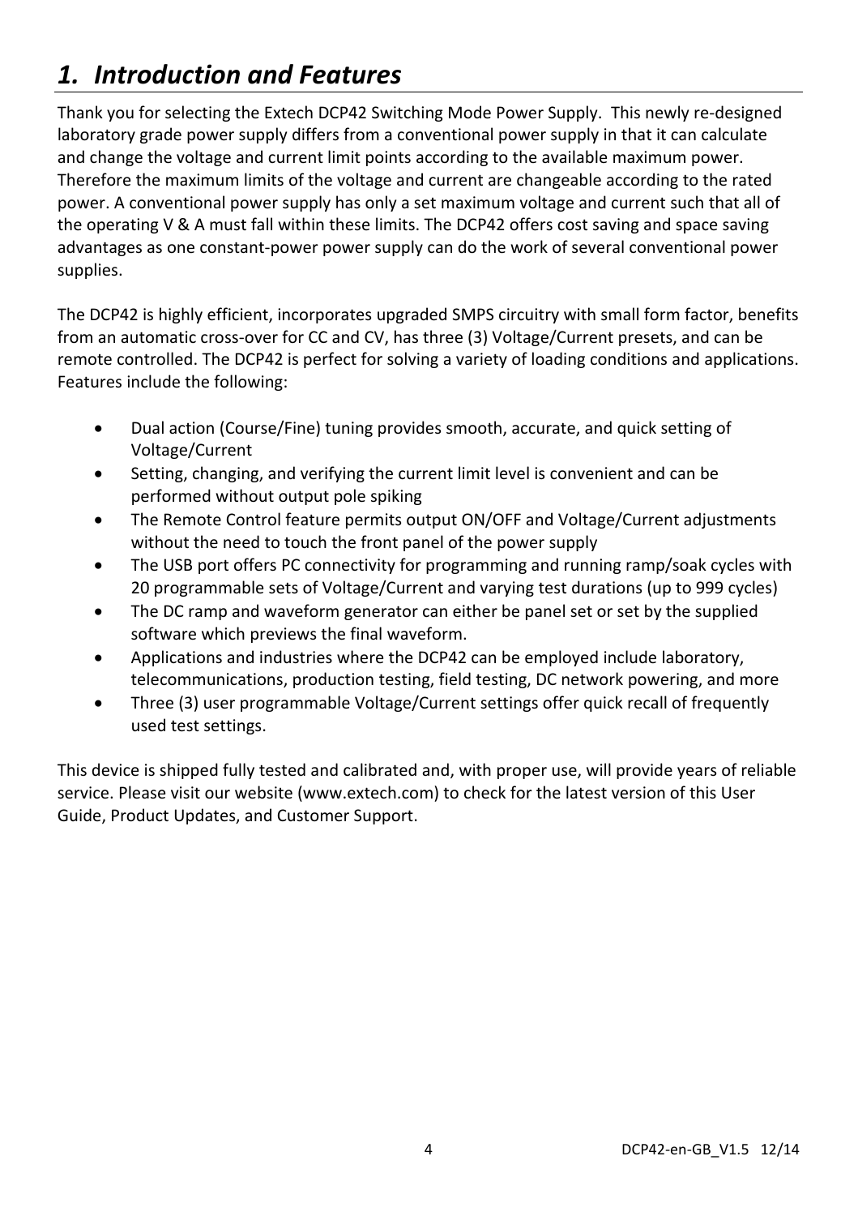# *1. Introduction and Features*

Thank you for selecting the Extech DCP42 Switching Mode Power Supply. This newly re-designed laboratory grade power supply differs from a conventional power supply in that it can calculate and change the voltage and current limit points according to the available maximum power. Therefore the maximum limits of the voltage and current are changeable according to the rated power. A conventional power supply has only a set maximum voltage and current such that all of the operating V & A must fall within these limits. The DCP42 offers cost saving and space saving advantages as one constant-power power supply can do the work of several conventional power supplies.

The DCP42 is highly efficient, incorporates upgraded SMPS circuitry with small form factor, benefits from an automatic cross-over for CC and CV, has three (3) Voltage/Current presets, and can be remote controlled. The DCP42 is perfect for solving a variety of loading conditions and applications. Features include the following:

- Dual action (Course/Fine) tuning provides smooth, accurate, and quick setting of Voltage/Current
- Setting, changing, and verifying the current limit level is convenient and can be performed without output pole spiking
- The Remote Control feature permits output ON/OFF and Voltage/Current adjustments without the need to touch the front panel of the power supply
- The USB port offers PC connectivity for programming and running ramp/soak cycles with 20 programmable sets of Voltage/Current and varying test durations (up to 999 cycles)
- The DC ramp and waveform generator can either be panel set or set by the supplied software which previews the final waveform.
- Applications and industries where the DCP42 can be employed include laboratory, telecommunications, production testing, field testing, DC network powering, and more
- Three (3) user programmable Voltage/Current settings offer quick recall of frequently used test settings.

This device is shipped fully tested and calibrated and, with proper use, will provide years of reliable service. Please visit our website (www.extech.com) to check for the latest version of this User Guide, Product Updates, and Customer Support.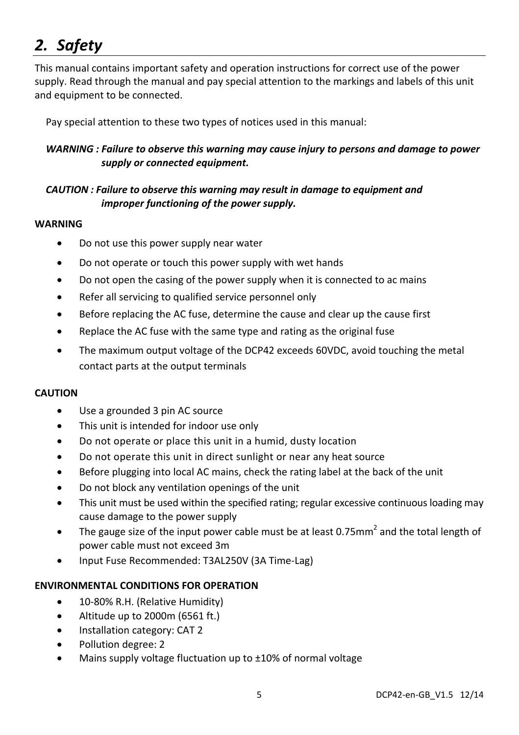# *2. Safety*

This manual contains important safety and operation instructions for correct use of the power supply. Read through the manual and pay special attention to the markings and labels of this unit and equipment to be connected.

Pay special attention to these two types of notices used in this manual:

***WARNING : Failure to observe this warning may cause injury to persons and damage to power supply or connected equipment.***

***CAUTION : Failure to observe this warning may result in damage to equipment and improper functioning of the power supply.***

**WARNING**

- Do not use this power supply near water
- Do not operate or touch this power supply with wet hands
- Do not open the casing of the power supply when it is connected to ac mains
- Refer all servicing to qualified service personnel only
- Before replacing the AC fuse, determine the cause and clear up the cause first
- Replace the AC fuse with the same type and rating as the original fuse
- The maximum output voltage of the DCP42 exceeds 60VDC, avoid touching the metal contact parts at the output terminals

**CAUTION**

- Use a grounded 3 pin AC source
- This unit is intended for indoor use only
- Do not operate or place this unit in a humid, dusty location
- Do not operate this unit in direct sunlight or near any heat source
- Before plugging into local AC mains, check the rating label at the back of the unit
- Do not block any ventilation openings of the unit
- This unit must be used within the specified rating; regular excessive continuous loading may cause damage to the power supply
- The gauge size of the input power cable must be at least 0.75mm$^2$ and the total length of power cable must not exceed 3m
- Input Fuse Recommended: T3AL250V (3A Time-Lag)

**ENVIRONMENTAL CONDITIONS FOR OPERATION**

- 10-80% R.H. (Relative Humidity)
- Altitude up to 2000m (6561 ft.)
- Installation category: CAT 2
- Pollution degree: 2
- Mains supply voltage fluctuation up to ±10% of normal voltage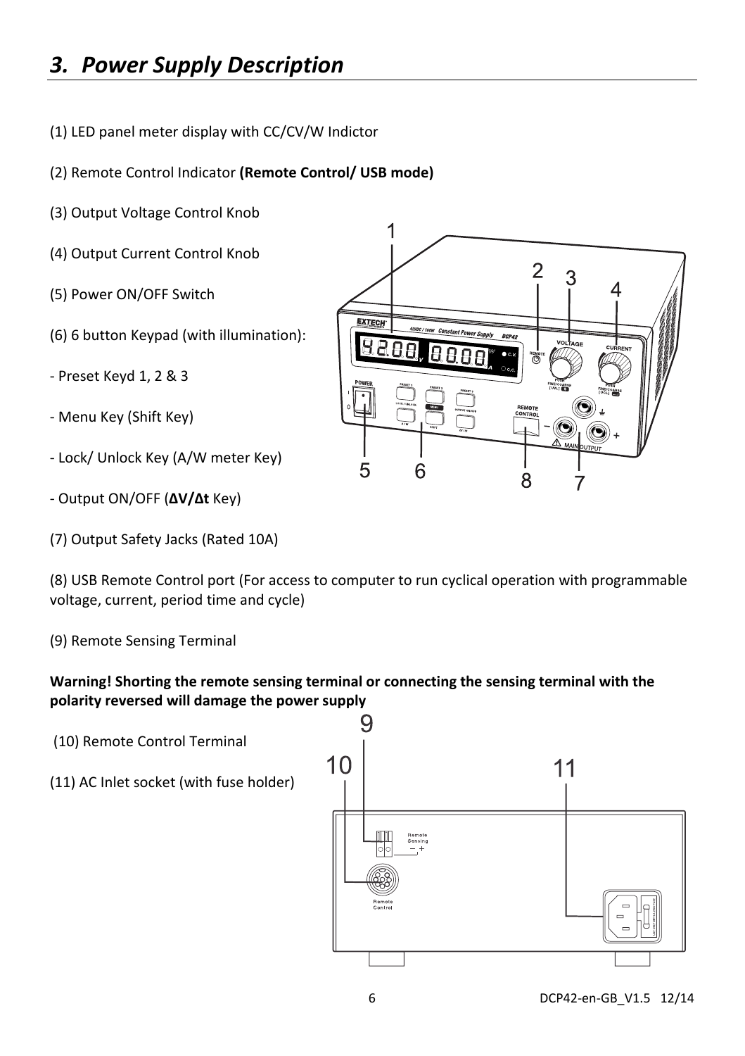# 3. Power Supply Description

(1) LED panel meter display with CC/CV/W Indictor

(2) Remote Control Indicator **(Remote Control/ USB mode)**

(3) Output Voltage Control Knob

(4) Output Current Control Knob

(5) Power ON/OFF Switch

(6) 6 button Keypad (with illumination):

- Preset Keyd 1, 2 & 3

- Menu Key (Shift Key)

- Lock/ Unlock Key (A/W meter Key)

- Output ON/OFF (**ΔV/Δt** Key)

(7) Output Safety Jacks (Rated 10A)

(8) USB Remote Control port (For access to computer to run cyclical operation with programmable voltage, current, period time and cycle)

(9) Remote Sensing Terminal

**Warning! Shorting the remote sensing terminal or connecting the sensing terminal with the polarity reversed will damage the power supply**

(10) Remote Control Terminal

(11) AC Inlet socket (with fuse holder)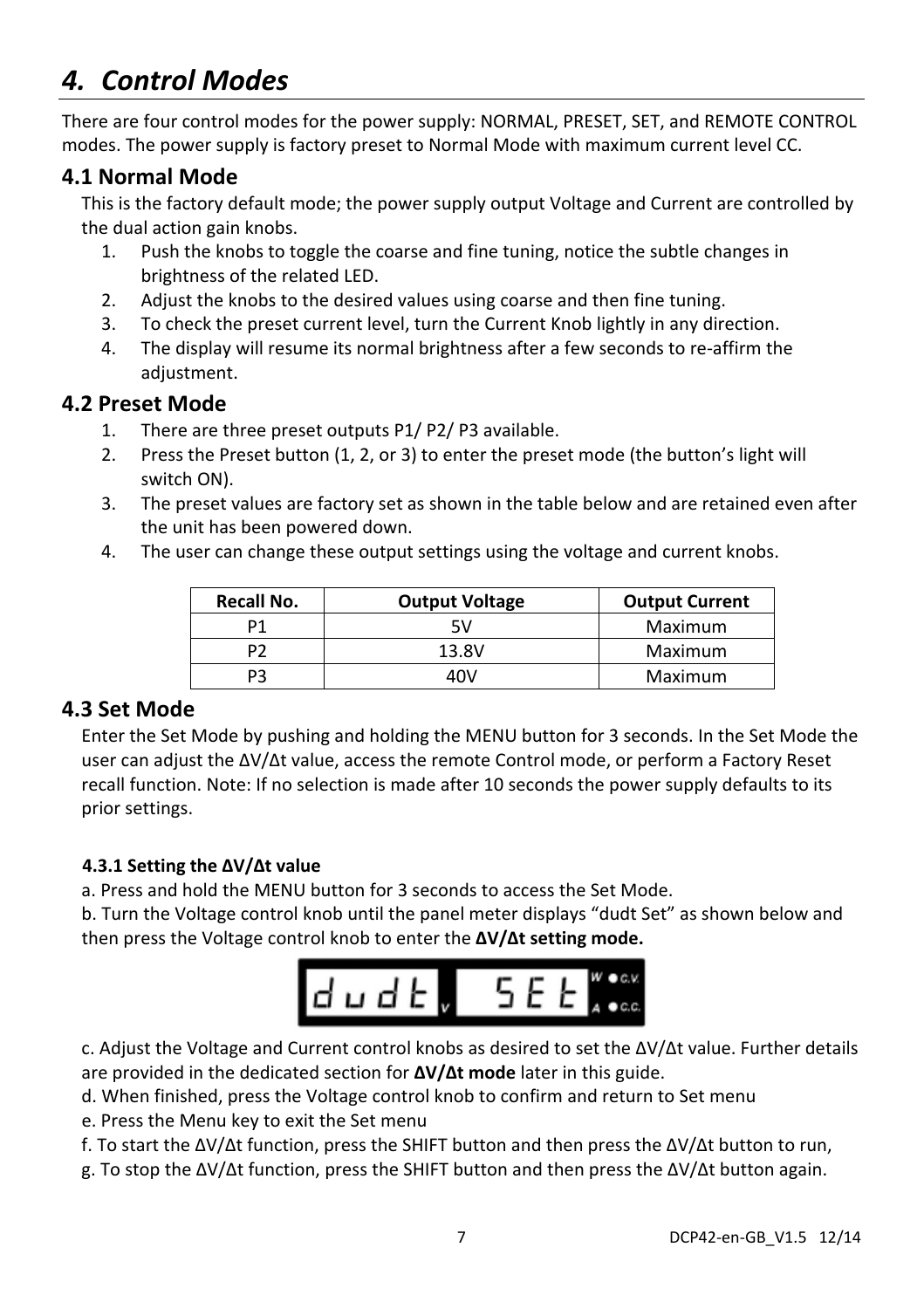# 4. Control Modes

There are four control modes for the power supply: NORMAL, PRESET, SET, and REMOTE CONTROL modes. The power supply is factory preset to Normal Mode with maximum current level CC.

## 4.1 Normal Mode

This is the factory default mode; the power supply output Voltage and Current are controlled by the dual action gain knobs.

1. Push the knobs to toggle the coarse and fine tuning, notice the subtle changes in brightness of the related LED.
2. Adjust the knobs to the desired values using coarse and then fine tuning.
3. To check the preset current level, turn the Current Knob lightly in any direction.
4. The display will resume its normal brightness after a few seconds to re-affirm the adjustment.

## 4.2 Preset Mode

1. There are three preset outputs P1/ P2/ P3 available.
2. Press the Preset button (1, 2, or 3) to enter the preset mode (the button's light will switch ON).
3. The preset values are factory set as shown in the table below and are retained even after the unit has been powered down.
4. The user can change these output settings using the voltage and current knobs.

| Recall No. | Output Voltage | Output Current |
|---|---|---|
| P1 | 5V | Maximum |
| P2 | 13.8V | Maximum |
| P3 | 40V | Maximum |

## 4.3 Set Mode

Enter the Set Mode by pushing and holding the MENU button for 3 seconds. In the Set Mode the user can adjust the ΔV/Δt value, access the remote Control mode, or perform a Factory Reset recall function. Note: If no selection is made after 10 seconds the power supply defaults to its prior settings.

### 4.3.1 Setting the ΔV/Δt value

a. Press and hold the MENU button for 3 seconds to access the Set Mode.

b. Turn the Voltage control knob until the panel meter displays "dudt Set" as shown below and then press the Voltage control knob to enter the **ΔV/Δt setting mode.**

dudt V SEt W ● C.V. A ● C.C.

c. Adjust the Voltage and Current control knobs as desired to set the ΔV/Δt value. Further details are provided in the dedicated section for **ΔV/Δt mode** later in this guide.

d. When finished, press the Voltage control knob to confirm and return to Set menu

e. Press the Menu key to exit the Set menu

f. To start the ΔV/Δt function, press the SHIFT button and then press the ΔV/Δt button to run,

g. To stop the ΔV/Δt function, press the SHIFT button and then press the ΔV/Δt button again.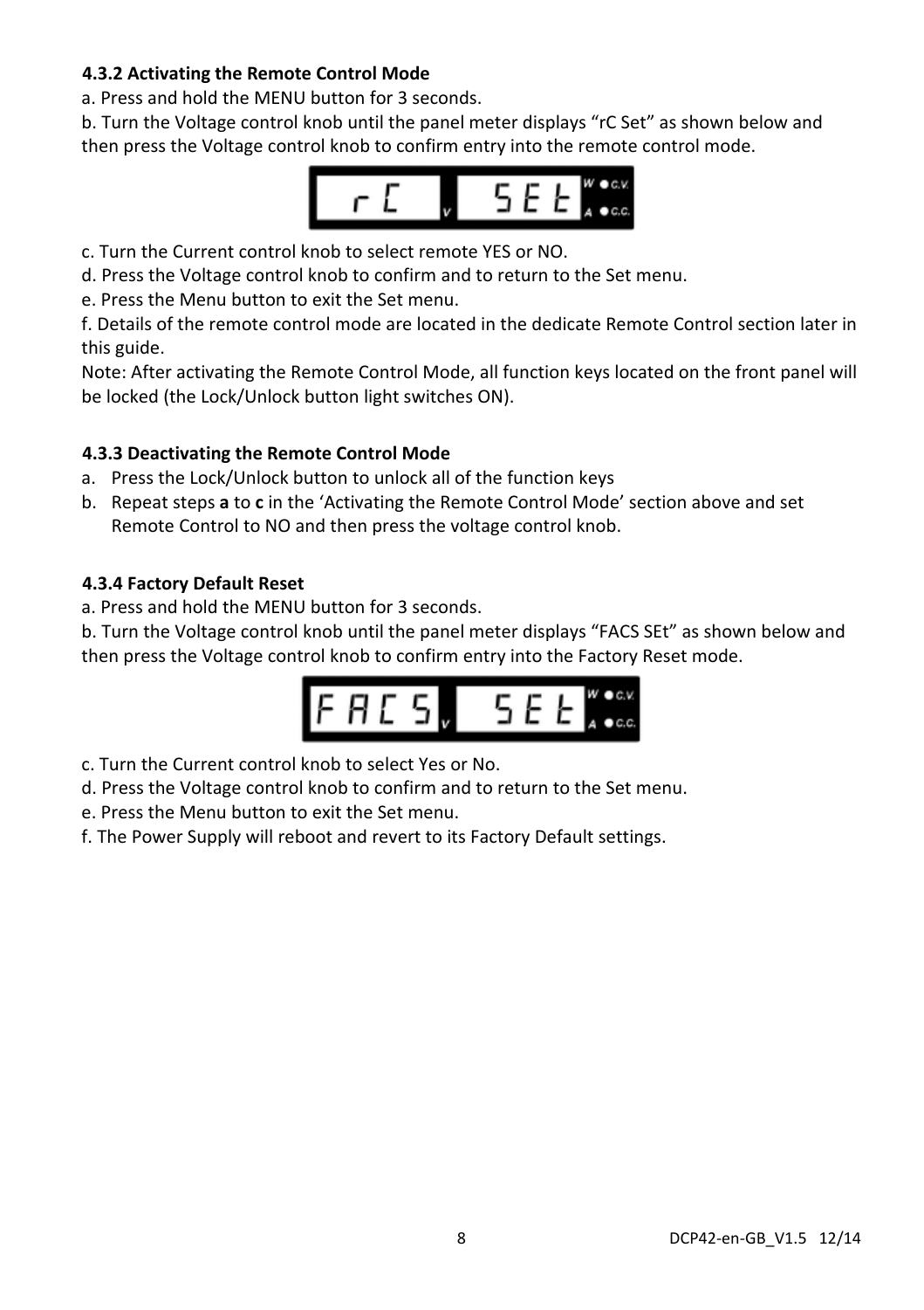### 4.3.2 Activating the Remote Control Mode

a. Press and hold the MENU button for 3 seconds.

b. Turn the Voltage control knob until the panel meter displays “rC Set” as shown below and then press the Voltage control knob to confirm entry into the remote control mode.

c. Turn the Current control knob to select remote YES or NO.

d. Press the Voltage control knob to confirm and to return to the Set menu.

e. Press the Menu button to exit the Set menu.

f. Details of the remote control mode are located in the dedicate Remote Control section later in this guide.

Note: After activating the Remote Control Mode, all function keys located on the front panel will be locked (the Lock/Unlock button light switches ON).

### 4.3.3 Deactivating the Remote Control Mode

a. Press the Lock/Unlock button to unlock all of the function keys
b. Repeat steps **a** to **c** in the ‘Activating the Remote Control Mode’ section above and set Remote Control to NO and then press the voltage control knob.

### 4.3.4 Factory Default Reset

a. Press and hold the MENU button for 3 seconds.

b. Turn the Voltage control knob until the panel meter displays “FACS SEt” as shown below and then press the Voltage control knob to confirm entry into the Factory Reset mode.

c. Turn the Current control knob to select Yes or No.

d. Press the Voltage control knob to confirm and to return to the Set menu.

e. Press the Menu button to exit the Set menu.

f. The Power Supply will reboot and revert to its Factory Default settings.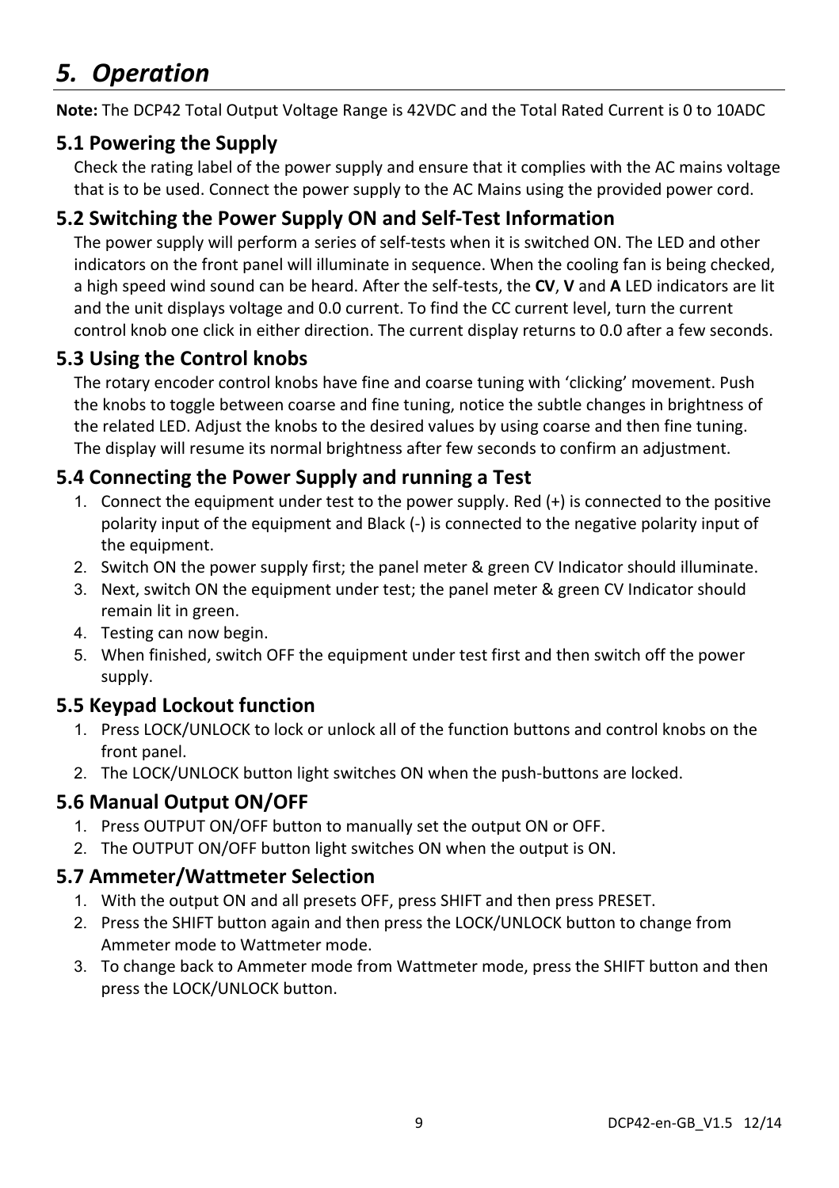# *5. Operation*

**Note:** The DCP42 Total Output Voltage Range is 42VDC and the Total Rated Current is 0 to 10ADC

## 5.1 Powering the Supply

Check the rating label of the power supply and ensure that it complies with the AC mains voltage that is to be used. Connect the power supply to the AC Mains using the provided power cord.

## 5.2 Switching the Power Supply ON and Self-Test Information

The power supply will perform a series of self-tests when it is switched ON. The LED and other indicators on the front panel will illuminate in sequence. When the cooling fan is being checked, a high speed wind sound can be heard. After the self-tests, the **CV**, **V** and **A** LED indicators are lit and the unit displays voltage and 0.0 current. To find the CC current level, turn the current control knob one click in either direction. The current display returns to 0.0 after a few seconds.

## 5.3 Using the Control knobs

The rotary encoder control knobs have fine and coarse tuning with 'clicking' movement. Push the knobs to toggle between coarse and fine tuning, notice the subtle changes in brightness of the related LED. Adjust the knobs to the desired values by using coarse and then fine tuning. The display will resume its normal brightness after few seconds to confirm an adjustment.

## 5.4 Connecting the Power Supply and running a Test

1. Connect the equipment under test to the power supply. Red (+) is connected to the positive polarity input of the equipment and Black (-) is connected to the negative polarity input of the equipment.
2. Switch ON the power supply first; the panel meter & green CV Indicator should illuminate.
3. Next, switch ON the equipment under test; the panel meter & green CV Indicator should remain lit in green.
4. Testing can now begin.
5. When finished, switch OFF the equipment under test first and then switch off the power supply.

## 5.5 Keypad Lockout function

1. Press LOCK/UNLOCK to lock or unlock all of the function buttons and control knobs on the front panel.
2. The LOCK/UNLOCK button light switches ON when the push-buttons are locked.

## 5.6 Manual Output ON/OFF

1. Press OUTPUT ON/OFF button to manually set the output ON or OFF.
2. The OUTPUT ON/OFF button light switches ON when the output is ON.

## 5.7 Ammeter/Wattmeter Selection

1. With the output ON and all presets OFF, press SHIFT and then press PRESET.
2. Press the SHIFT button again and then press the LOCK/UNLOCK button to change from Ammeter mode to Wattmeter mode.
3. To change back to Ammeter mode from Wattmeter mode, press the SHIFT button and then press the LOCK/UNLOCK button.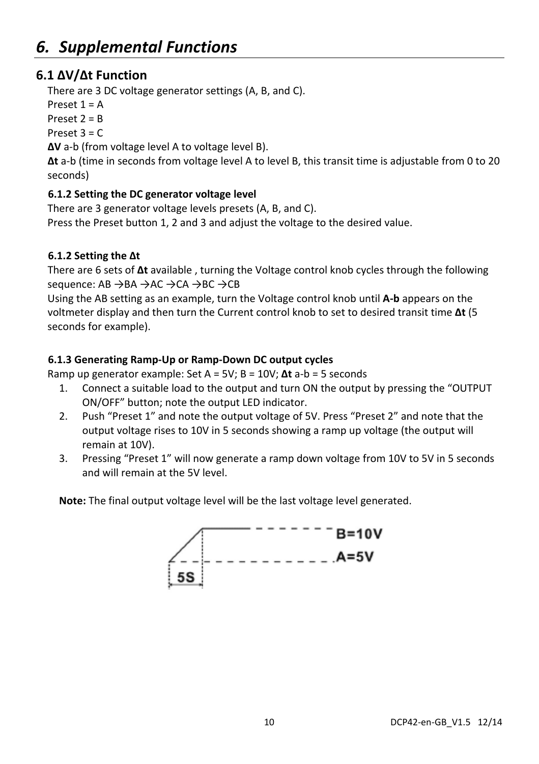# 6. *Supplemental Functions*

## 6.1 ΔV/Δt Function

There are 3 DC voltage generator settings (A, B, and C).

Preset 1 = A

Preset 2 = B

Preset 3 = C

**ΔV** a-b (from voltage level A to voltage level B).

**Δt** a-b (time in seconds from voltage level A to level B, this transit time is adjustable from 0 to 20 seconds)

### 6.1.2 Setting the DC generator voltage level

There are 3 generator voltage levels presets (A, B, and C).

Press the Preset button 1, 2 and 3 and adjust the voltage to the desired value.

### 6.1.2 Setting the Δt

There are 6 sets of **Δt** available , turning the Voltage control knob cycles through the following sequence: AB →BA →AC →CA →BC →CB

Using the AB setting as an example, turn the Voltage control knob until **A-b** appears on the voltmeter display and then turn the Current control knob to set to desired transit time **Δt** (5 seconds for example).

### 6.1.3 Generating Ramp-Up or Ramp-Down DC output cycles

Ramp up generator example: Set A = 5V; B = 10V; **Δt** a-b = 5 seconds

1. Connect a suitable load to the output and turn ON the output by pressing the "OUTPUT ON/OFF" button; note the output LED indicator.
2. Push "Preset 1" and note the output voltage of 5V. Press "Preset 2" and note that the output voltage rises to 10V in 5 seconds showing a ramp up voltage (the output will remain at 10V).
3. Pressing "Preset 1" will now generate a ramp down voltage from 10V to 5V in 5 seconds and will remain at the 5V level.

**Note:** The final output voltage level will be the last voltage level generated.

B=10V

A=5V

5S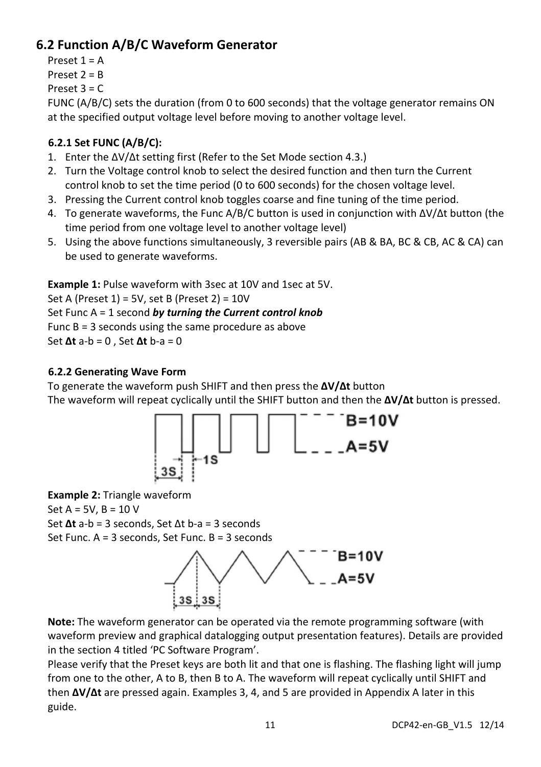## 6.2 Function A/B/C Waveform Generator

Preset 1 = A
Preset 2 = B
Preset 3 = C
FUNC (A/B/C) sets the duration (from 0 to 600 seconds) that the voltage generator remains ON at the specified output voltage level before moving to another voltage level.

### 6.2.1 Set FUNC (A/B/C):

1. Enter the ΔV/Δt setting first (Refer to the Set Mode section 4.3.)
2. Turn the Voltage control knob to select the desired function and then turn the Current control knob to set the time period (0 to 600 seconds) for the chosen voltage level.
3. Pressing the Current control knob toggles coarse and fine tuning of the time period.
4. To generate waveforms, the Func A/B/C button is used in conjunction with ΔV/Δt button (the time period from one voltage level to another voltage level)
5. Using the above functions simultaneously, 3 reversible pairs (AB & BA, BC & CB, AC & CA) can be used to generate waveforms.

**Example 1:** Pulse waveform with 3sec at 10V and 1sec at 5V.
Set A (Preset 1) = 5V, set B (Preset 2) = 10V
Set Func A = 1 second ***by turning the Current control knob***
Func B = 3 seconds using the same procedure as above
Set **Δt** a-b = 0 , Set **Δt** b-a = 0

### 6.2.2 Generating Wave Form

To generate the waveform push SHIFT and then press the **ΔV/Δt** button
The waveform will repeat cyclically until the SHIFT button and then the **ΔV/Δt** button is pressed.

**Example 2:** Triangle waveform
Set A = 5V, B = 10 V
Set **Δt** a-b = 3 seconds, Set Δt b-a = 3 seconds
Set Func. A = 3 seconds, Set Func. B = 3 seconds

**Note:** The waveform generator can be operated via the remote programming software (with waveform preview and graphical datalogging output presentation features). Details are provided in the section 4 titled 'PC Software Program'.
Please verify that the Preset keys are both lit and that one is flashing. The flashing light will jump from one to the other, A to B, then B to A. The waveform will repeat cyclically until SHIFT and then **ΔV/Δt** are pressed again. Examples 3, 4, and 5 are provided in Appendix A later in this guide.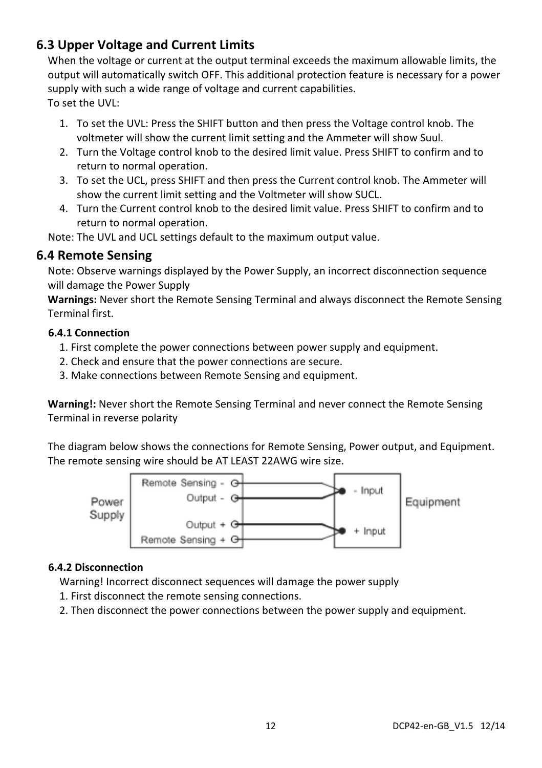## 6.3 Upper Voltage and Current Limits

When the voltage or current at the output terminal exceeds the maximum allowable limits, the output will automatically switch OFF. This additional protection feature is necessary for a power supply with such a wide range of voltage and current capabilities.

To set the UVL:

1. To set the UVL: Press the SHIFT button and then press the Voltage control knob. The voltmeter will show the current limit setting and the Ammeter will show Suul.
2. Turn the Voltage control knob to the desired limit value. Press SHIFT to confirm and to return to normal operation.
3. To set the UCL, press SHIFT and then press the Current control knob. The Ammeter will show the current limit setting and the Voltmeter will show SUCL.
4. Turn the Current control knob to the desired limit value. Press SHIFT to confirm and to return to normal operation.

Note: The UVL and UCL settings default to the maximum output value.

## 6.4 Remote Sensing

Note: Observe warnings displayed by the Power Supply, an incorrect disconnection sequence will damage the Power Supply

**Warnings:** Never short the Remote Sensing Terminal and always disconnect the Remote Sensing Terminal first.

### 6.4.1 Connection

1. First complete the power connections between power supply and equipment.
2. Check and ensure that the power connections are secure.
3. Make connections between Remote Sensing and equipment.

**Warning!:** Never short the Remote Sensing Terminal and never connect the Remote Sensing Terminal in reverse polarity

The diagram below shows the connections for Remote Sensing, Power output, and Equipment. The remote sensing wire should be AT LEAST 22AWG wire size.

Power Supply: Remote Sensing -, Output -, Output +, Remote Sensing +

Equipment: - Input, + Input

### 6.4.2 Disconnection

Warning! Incorrect disconnect sequences will damage the power supply

1. First disconnect the remote sensing connections.
2. Then disconnect the power connections between the power supply and equipment.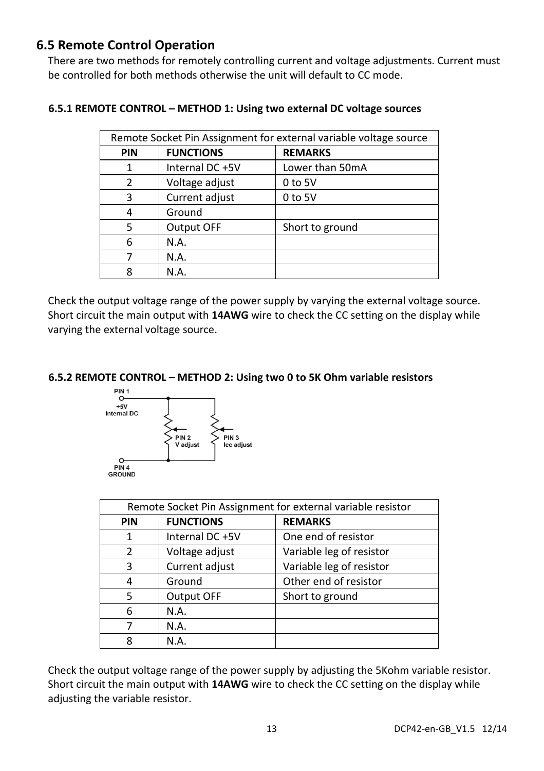## 6.5 Remote Control Operation

There are two methods for remotely controlling current and voltage adjustments. Current must be controlled for both methods otherwise the unit will default to CC mode.

### 6.5.1 REMOTE CONTROL – METHOD 1: Using two external DC voltage sources

| Remote Socket Pin Assignment for external variable voltage source | | |
|---|---|---|
| **PIN** | **FUNCTIONS** | **REMARKS** |
| 1 | Internal DC +5V | Lower than 50mA |
| 2 | Voltage adjust | 0 to 5V |
| 3 | Current adjust | 0 to 5V |
| 4 | Ground | |
| 5 | Output OFF | Short to ground |
| 6 | N.A. | |
| 7 | N.A. | |
| 8 | N.A. | |

Check the output voltage range of the power supply by varying the external voltage source. Short circuit the main output with **14AWG** wire to check the CC setting on the display while varying the external voltage source.

### 6.5.2 REMOTE CONTROL – METHOD 2: Using two 0 to 5K Ohm variable resistors

PIN 1 +5V Internal DC — PIN 2 V adjust — PIN 3 Icc adjust — PIN 4 GROUND

| Remote Socket Pin Assignment for external variable resistor | | |
|---|---|---|
| **PIN** | **FUNCTIONS** | **REMARKS** |
| 1 | Internal DC +5V | One end of resistor |
| 2 | Voltage adjust | Variable leg of resistor |
| 3 | Current adjust | Variable leg of resistor |
| 4 | Ground | Other end of resistor |
| 5 | Output OFF | Short to ground |
| 6 | N.A. | |
| 7 | N.A. | |
| 8 | N.A. | |

Check the output voltage range of the power supply by adjusting the 5Kohm variable resistor. Short circuit the main output with **14AWG** wire to check the CC setting on the display while adjusting the variable resistor.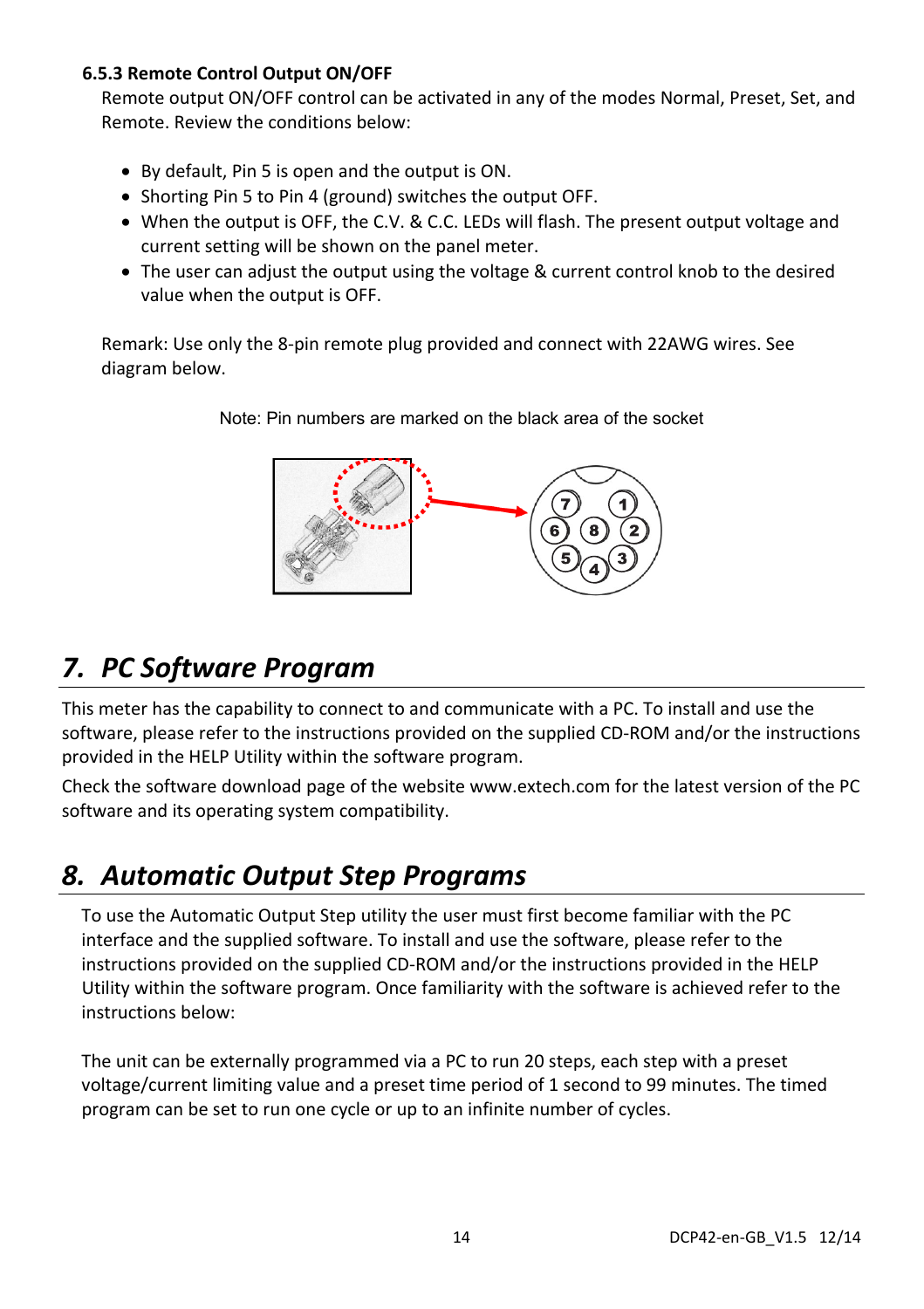### 6.5.3 Remote Control Output ON/OFF

Remote output ON/OFF control can be activated in any of the modes Normal, Preset, Set, and Remote. Review the conditions below:

- By default, Pin 5 is open and the output is ON.
- Shorting Pin 5 to Pin 4 (ground) switches the output OFF.
- When the output is OFF, the C.V. & C.C. LEDs will flash. The present output voltage and current setting will be shown on the panel meter.
- The user can adjust the output using the voltage & current control knob to the desired value when the output is OFF.

Remark: Use only the 8-pin remote plug provided and connect with 22AWG wires. See diagram below.

Note: Pin numbers are marked on the black area of the socket

## 7. PC Software Program

This meter has the capability to connect to and communicate with a PC. To install and use the software, please refer to the instructions provided on the supplied CD-ROM and/or the instructions provided in the HELP Utility within the software program.

Check the software download page of the website www.extech.com for the latest version of the PC software and its operating system compatibility.

## 8. Automatic Output Step Programs

To use the Automatic Output Step utility the user must first become familiar with the PC interface and the supplied software. To install and use the software, please refer to the instructions provided on the supplied CD-ROM and/or the instructions provided in the HELP Utility within the software program. Once familiarity with the software is achieved refer to the instructions below:

The unit can be externally programmed via a PC to run 20 steps, each step with a preset voltage/current limiting value and a preset time period of 1 second to 99 minutes. The timed program can be set to run one cycle or up to an infinite number of cycles.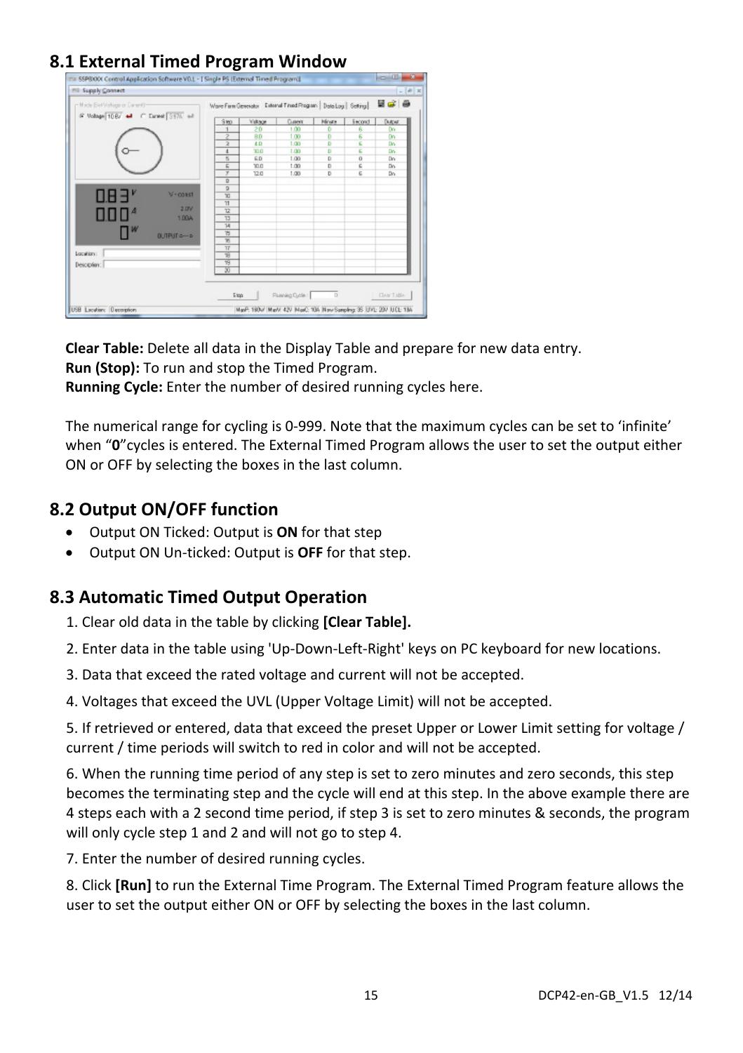## 8.1 External Timed Program Window

**Clear Table:** Delete all data in the Display Table and prepare for new data entry.
**Run (Stop):** To run and stop the Timed Program.
**Running Cycle:** Enter the number of desired running cycles here.

The numerical range for cycling is 0-999. Note that the maximum cycles can be set to 'infinite' when "**0**"cycles is entered. The External Timed Program allows the user to set the output either ON or OFF by selecting the boxes in the last column.

## 8.2 Output ON/OFF function

- Output ON Ticked: Output is **ON** for that step
- Output ON Un-ticked: Output is **OFF** for that step.

## 8.3 Automatic Timed Output Operation

1. Clear old data in the table by clicking **[Clear Table].**
2. Enter data in the table using 'Up-Down-Left-Right' keys on PC keyboard for new locations.
3. Data that exceed the rated voltage and current will not be accepted.
4. Voltages that exceed the UVL (Upper Voltage Limit) will not be accepted.
5. If retrieved or entered, data that exceed the preset Upper or Lower Limit setting for voltage / current / time periods will switch to red in color and will not be accepted.
6. When the running time period of any step is set to zero minutes and zero seconds, this step becomes the terminating step and the cycle will end at this step. In the above example there are 4 steps each with a 2 second time period, if step 3 is set to zero minutes & seconds, the program will only cycle step 1 and 2 and will not go to step 4.
7. Enter the number of desired running cycles.
8. Click **[Run]** to run the External Time Program. The External Timed Program feature allows the user to set the output either ON or OFF by selecting the boxes in the last column.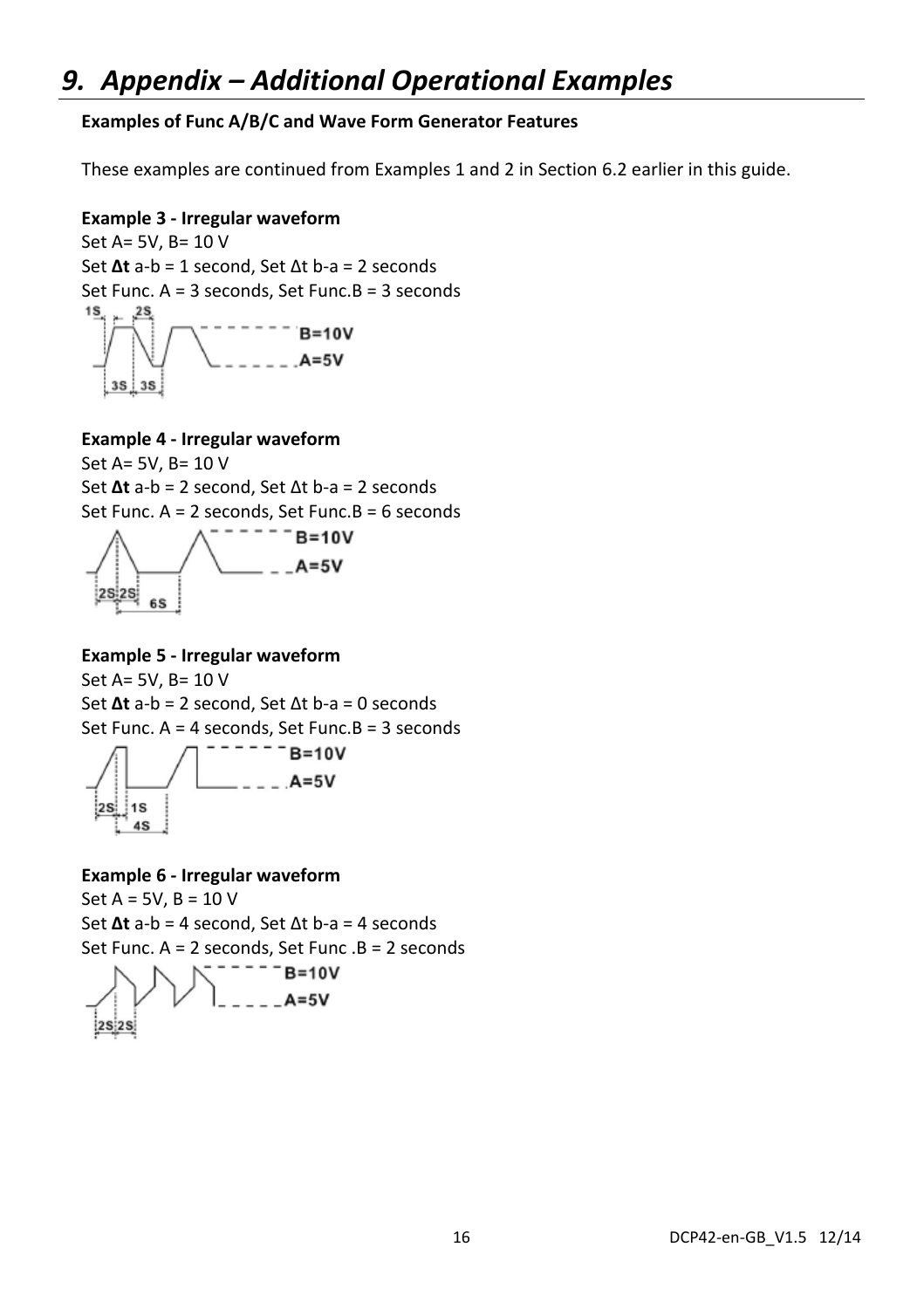# 9. Appendix – Additional Operational Examples

**Examples of Func A/B/C and Wave Form Generator Features**

These examples are continued from Examples 1 and 2 in Section 6.2 earlier in this guide.

**Example 3 - Irregular waveform**

Set A= 5V, B= 10 V
Set **Δt** a-b = 1 second, Set Δt b-a = 2 seconds
Set Func. A = 3 seconds, Set Func.B = 3 seconds

**Example 4 - Irregular waveform**

Set A= 5V, B= 10 V
Set **Δt** a-b = 2 second, Set Δt b-a = 2 seconds
Set Func. A = 2 seconds, Set Func.B = 6 seconds

**Example 5 - Irregular waveform**

Set A= 5V, B= 10 V
Set **Δt** a-b = 2 second, Set Δt b-a = 0 seconds
Set Func. A = 4 seconds, Set Func.B = 3 seconds

**Example 6 - Irregular waveform**

Set A = 5V, B = 10 V
Set **Δt** a-b = 4 second, Set Δt b-a = 4 seconds
Set Func. A = 2 seconds, Set Func .B = 2 seconds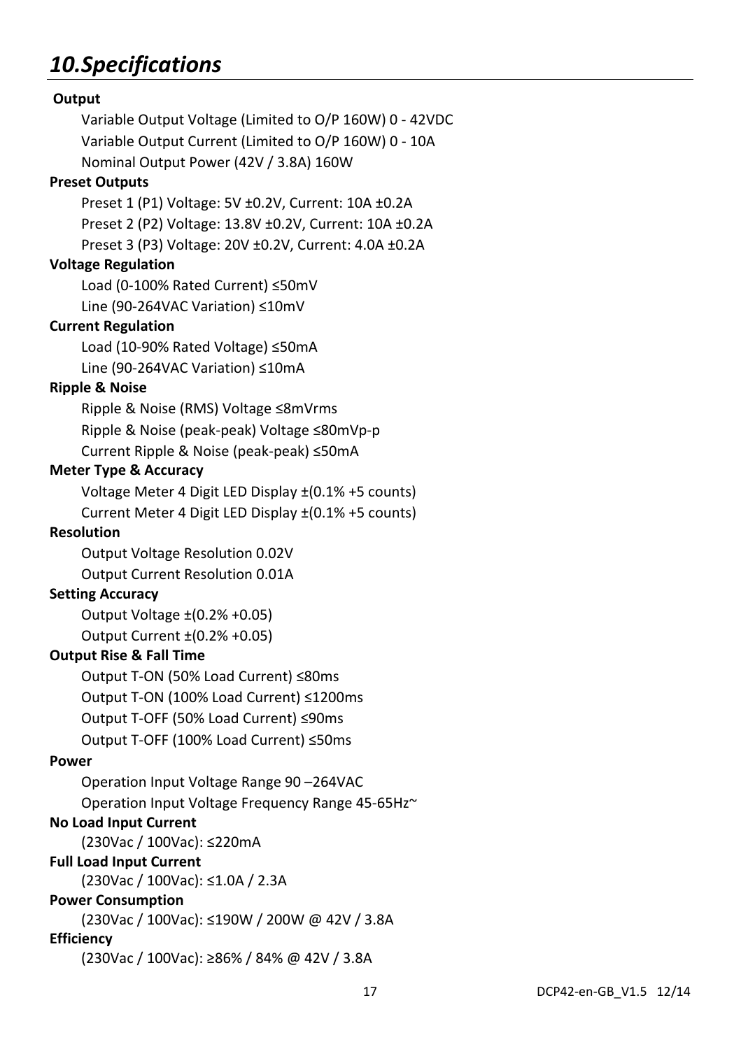# *10.Specifications*

**Output**

Variable Output Voltage (Limited to O/P 160W) 0 - 42VDC

Variable Output Current (Limited to O/P 160W) 0 - 10A

Nominal Output Power (42V / 3.8A) 160W

**Preset Outputs**

Preset 1 (P1) Voltage: 5V ±0.2V, Current: 10A ±0.2A

Preset 2 (P2) Voltage: 13.8V ±0.2V, Current: 10A ±0.2A

Preset 3 (P3) Voltage: 20V ±0.2V, Current: 4.0A ±0.2A

**Voltage Regulation**

Load (0-100% Rated Current) ≤50mV

Line (90-264VAC Variation) ≤10mV

**Current Regulation**

Load (10-90% Rated Voltage) ≤50mA

Line (90-264VAC Variation) ≤10mA

**Ripple & Noise**

Ripple & Noise (RMS) Voltage ≤8mVrms

Ripple & Noise (peak-peak) Voltage ≤80mVp-p

Current Ripple & Noise (peak-peak) ≤50mA

**Meter Type & Accuracy**

Voltage Meter 4 Digit LED Display ±(0.1% +5 counts)

Current Meter 4 Digit LED Display ±(0.1% +5 counts)

**Resolution**

Output Voltage Resolution 0.02V

Output Current Resolution 0.01A

**Setting Accuracy**

Output Voltage ±(0.2% +0.05)

Output Current ±(0.2% +0.05)

**Output Rise & Fall Time**

Output T-ON (50% Load Current) ≤80ms

Output T-ON (100% Load Current) ≤1200ms

Output T-OFF (50% Load Current) ≤90ms

Output T-OFF (100% Load Current) ≤50ms

**Power**

Operation Input Voltage Range 90 –264VAC

Operation Input Voltage Frequency Range 45-65Hz~

**No Load Input Current**

(230Vac / 100Vac): ≤220mA

**Full Load Input Current**

(230Vac / 100Vac): ≤1.0A / 2.3A

**Power Consumption**

(230Vac / 100Vac): ≤190W / 200W @ 42V / 3.8A

**Efficiency**

(230Vac / 100Vac): ≥86% / 84% @ 42V / 3.8A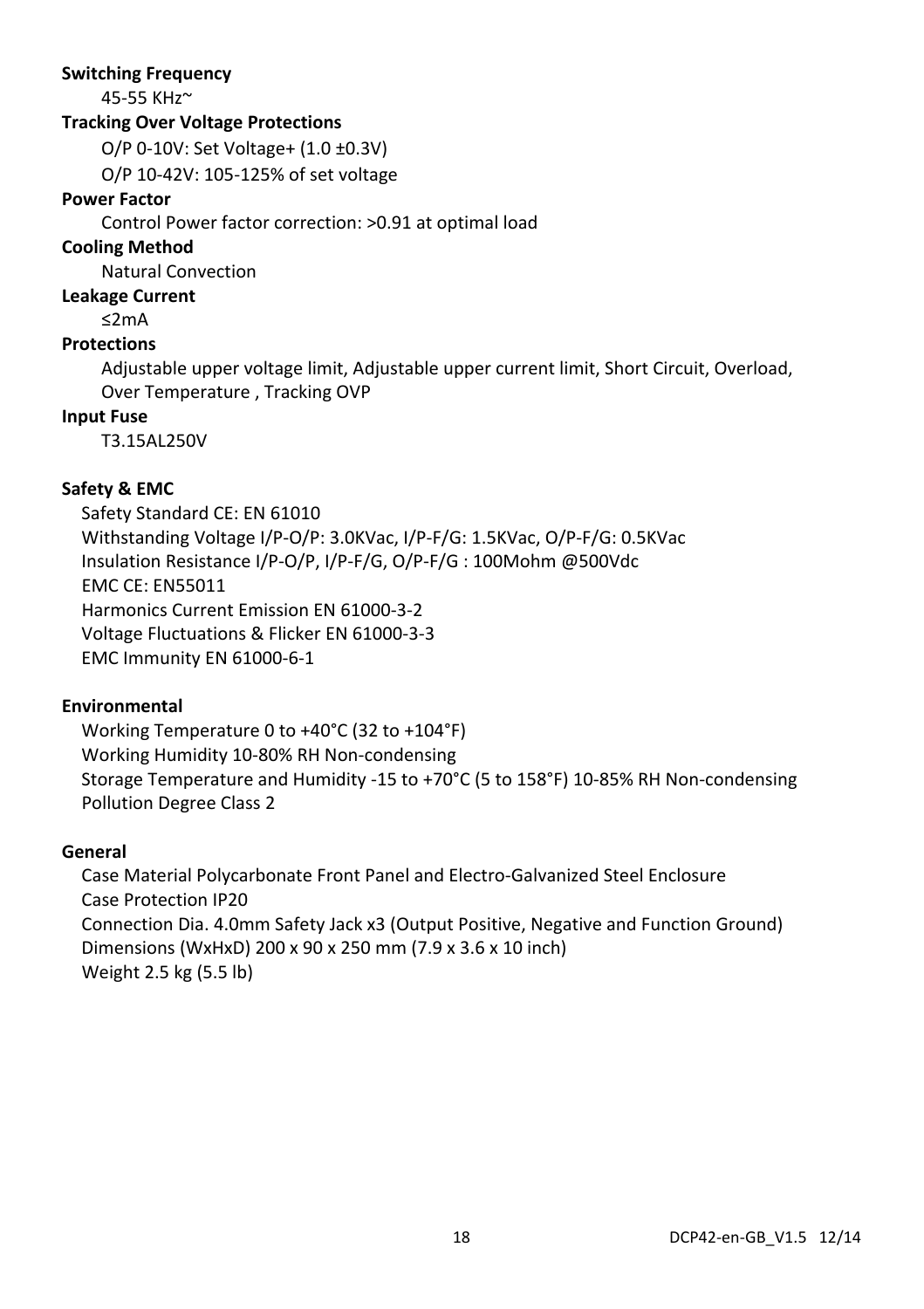**Switching Frequency**

45-55 KHz~

**Tracking Over Voltage Protections**

O/P 0-10V: Set Voltage+ (1.0 ±0.3V)

O/P 10-42V: 105-125% of set voltage

**Power Factor**

Control Power factor correction: >0.91 at optimal load

**Cooling Method**

Natural Convection

**Leakage Current**

≤2mA

**Protections**

Adjustable upper voltage limit, Adjustable upper current limit, Short Circuit, Overload, Over Temperature , Tracking OVP

**Input Fuse**

T3.15AL250V

**Safety & EMC**

Safety Standard CE: EN 61010
Withstanding Voltage I/P-O/P: 3.0KVac, I/P-F/G: 1.5KVac, O/P-F/G: 0.5KVac
Insulation Resistance I/P-O/P, I/P-F/G, O/P-F/G : 100Mohm @500Vdc
EMC CE: EN55011
Harmonics Current Emission EN 61000-3-2
Voltage Fluctuations & Flicker EN 61000-3-3
EMC Immunity EN 61000-6-1

**Environmental**

Working Temperature 0 to +40°C (32 to +104°F)
Working Humidity 10-80% RH Non-condensing
Storage Temperature and Humidity -15 to +70°C (5 to 158°F) 10-85% RH Non-condensing
Pollution Degree Class 2

**General**

Case Material Polycarbonate Front Panel and Electro-Galvanized Steel Enclosure
Case Protection IP20
Connection Dia. 4.0mm Safety Jack x3 (Output Positive, Negative and Function Ground)
Dimensions (WxHxD) 200 x 90 x 250 mm (7.9 x 3.6 x 10 inch)
Weight 2.5 kg (5.5 lb)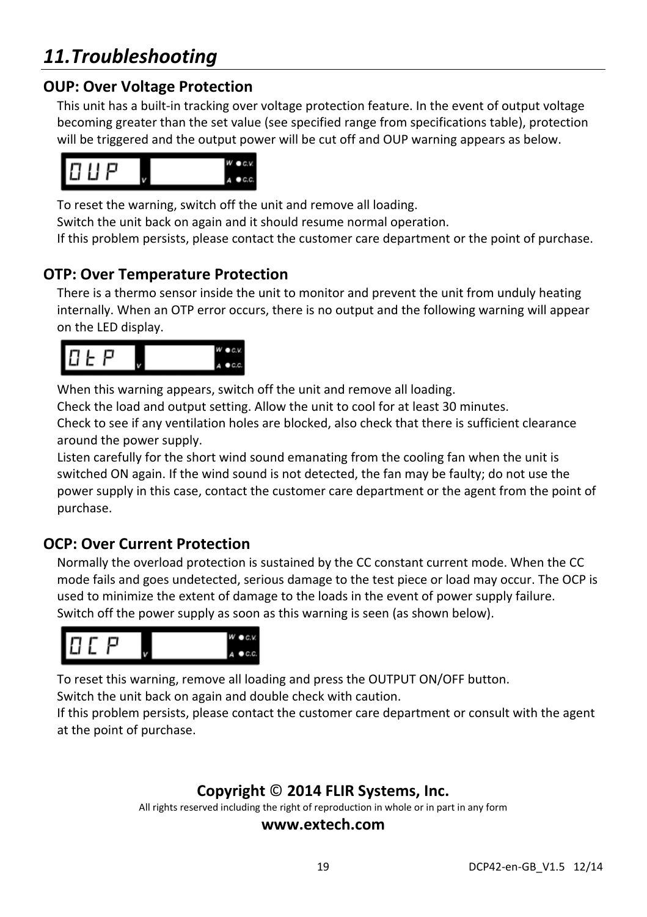## 11.Troubleshooting

### OUP: Over Voltage Protection

This unit has a built-in tracking over voltage protection feature. In the event of output voltage becoming greater than the set value (see specified range from specifications table), protection will be triggered and the output power will be cut off and OUP warning appears as below.

To reset the warning, switch off the unit and remove all loading.
Switch the unit back on again and it should resume normal operation.
If this problem persists, please contact the customer care department or the point of purchase.

### OTP: Over Temperature Protection

There is a thermo sensor inside the unit to monitor and prevent the unit from unduly heating internally. When an OTP error occurs, there is no output and the following warning will appear on the LED display.

When this warning appears, switch off the unit and remove all loading.
Check the load and output setting. Allow the unit to cool for at least 30 minutes.
Check to see if any ventilation holes are blocked, also check that there is sufficient clearance around the power supply.
Listen carefully for the short wind sound emanating from the cooling fan when the unit is switched ON again. If the wind sound is not detected, the fan may be faulty; do not use the power supply in this case, contact the customer care department or the agent from the point of purchase.

### OCP: Over Current Protection

Normally the overload protection is sustained by the CC constant current mode. When the CC mode fails and goes undetected, serious damage to the test piece or load may occur. The OCP is used to minimize the extent of damage to the loads in the event of power supply failure.
Switch off the power supply as soon as this warning is seen (as shown below).

To reset this warning, remove all loading and press the OUTPUT ON/OFF button.
Switch the unit back on again and double check with caution.
If this problem persists, please contact the customer care department or consult with the agent at the point of purchase.

**Copyright © 2014 FLIR Systems, Inc.**

All rights reserved including the right of reproduction in whole or in part in any form

**www.extech.com**

DCP42-en-GB_V1.5 12/14